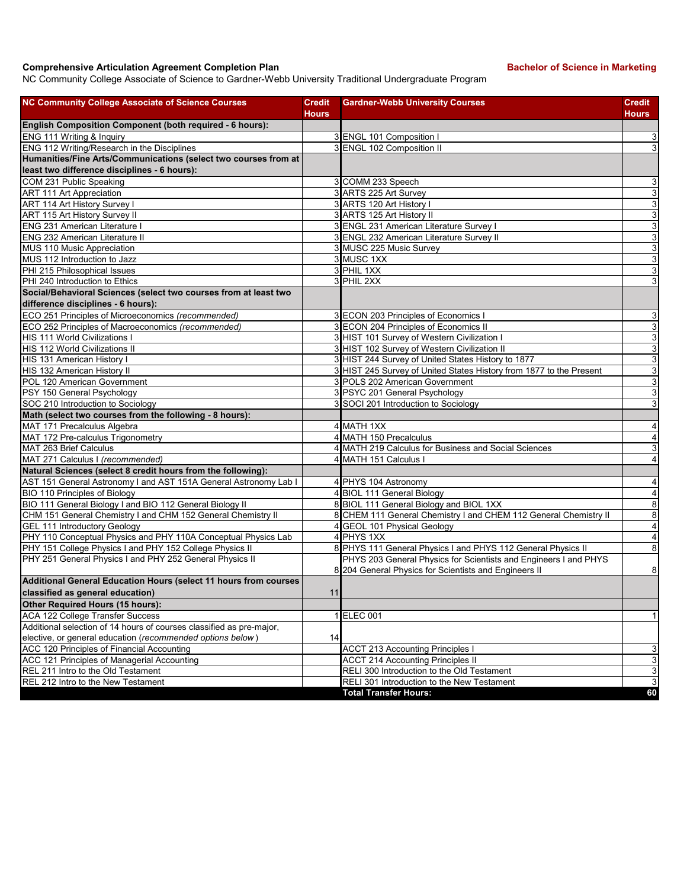**Comprehensive Articulation Agreement Completion Plan** **Bachelor of Science in Marketing**

NC Community College Associate of Science to Gardner-Webb University Traditional Undergraduate Program

| NC Community College Associate of Science Courses | Credit Hours | Gardner-Webb University Courses | Credit Hours |
|---|---|---|---|
| **English Composition Component (both required - 6 hours):** | | | |
| ENG 111 Writing & Inquiry | 3 | ENGL 101 Composition I | 3 |
| ENG 112 Writing/Research in the Disciplines | 3 | ENGL 102 Composition II | 3 |
| **Humanities/Fine Arts/Communications (select two courses from at least two difference disciplines - 6 hours):** | | | |
| COM 231 Public Speaking | 3 | COMM 233 Speech | 3 |
| ART 111 Art Appreciation | 3 | ARTS 225 Art Survey | 3 |
| ART 114 Art History Survey I | 3 | ARTS 120 Art History I | 3 |
| ART 115 Art History Survey II | 3 | ARTS 125 Art History II | 3 |
| ENG 231 American Literature I | 3 | ENGL 231 American Literature Survey I | 3 |
| ENG 232 American Literature II | 3 | ENGL 232 American Literature Survey II | 3 |
| MUS 110 Music Appreciation | 3 | MUSC 225 Music Survey | 3 |
| MUS 112 Introduction to Jazz | 3 | MUSC 1XX | 3 |
| PHI 215 Philosophical Issues | 3 | PHIL 1XX | 3 |
| PHI 240 Introduction to Ethics | 3 | PHIL 2XX | 3 |
| **Social/Behavioral Sciences (select two courses from at least two difference disciplines - 6 hours):** | | | |
| ECO 251 Principles of Microeconomics *(recommended)* | 3 | ECON 203 Principles of Economics I | 3 |
| ECO 252 Principles of Macroeconomics *(recommended)* | 3 | ECON 204 Principles of Economics II | 3 |
| HIS 111 World Civilizations I | 3 | HIST 101 Survey of Western Civilization I | 3 |
| HIS 112 World Civilizations II | 3 | HIST 102 Survey of Western Civilization II | 3 |
| HIS 131 American History I | 3 | HIST 244 Survey of United States History to 1877 | 3 |
| HIS 132 American History II | 3 | HIST 245 Survey of United States History from 1877 to the Present | 3 |
| POL 120 American Government | 3 | POLS 202 American Government | 3 |
| PSY 150 General Psychology | 3 | PSYC 201 General Psychology | 3 |
| SOC 210 Introduction to Sociology | 3 | SOCI 201 Introduction to Sociology | 3 |
| **Math (select two courses from the following - 8 hours):** | | | |
| MAT 171 Precalculus Algebra | 4 | MATH 1XX | 4 |
| MAT 172 Pre-calculus Trigonometry | 4 | MATH 150 Precalculus | 4 |
| MAT 263 Brief Calculus | 4 | MATH 219 Calculus for Business and Social Sciences | 3 |
| MAT 271 Calculus I *(recommended)* | 4 | MATH 151 Calculus I | 4 |
| **Natural Sciences (select 8 credit hours from the following):** | | | |
| AST 151 General Astronomy I and AST 151A General Astronomy Lab I | 4 | PHYS 104 Astronomy | 4 |
| BIO 110 Principles of Biology | 4 | BIOL 111 General Biology | 4 |
| BIO 111 General Biology I and BIO 112 General Biology II | 8 | BIOL 111 General Biology and BIOL 1XX | 8 |
| CHM 151 General Chemistry I and CHM 152 General Chemistry II | 8 | CHEM 111 General Chemistry I and CHEM 112 General Chemistry II | 8 |
| GEL 111 Introductory Geology | 4 | GEOL 101 Physical Geology | 4 |
| PHY 110 Conceptual Physics and PHY 110A Conceptual Physics Lab | 4 | PHYS 1XX | 4 |
| PHY 151 College Physics I and PHY 152 College Physics II | 8 | PHYS 111 General Physics I and PHYS 112 General Physics II | 8 |
| PHY 251 General Physics I and PHY 252 General Physics II | 8 | PHYS 203 General Physics for Scientists and Engineers I and PHYS 204 General Physics for Scientists and Engineers II | 8 |
| **Additional General Education Hours (select 11 hours from courses classified as general education)** | 11 | | |
| **Other Required Hours (15 hours):** | | | |
| ACA 122 College Transfer Success | 1 | ELEC 001 | 1 |
| Additional selection of 14 hours of courses classified as pre-major, elective, or general education (*recommended options below*) | 14 | | |
| ACC 120 Principles of Financial Accounting | | ACCT 213 Accounting Principles I | 3 |
| ACC 121 Principles of Managerial Accounting | | ACCT 214 Accounting Principles II | 3 |
| REL 211 Intro to the Old Testament | | RELI 300 Introduction to the Old Testament | 3 |
| REL 212 Intro to the New Testament | | RELI 301 Introduction to the New Testament | 3 |
| | | **Total Transfer Hours:** | **60** |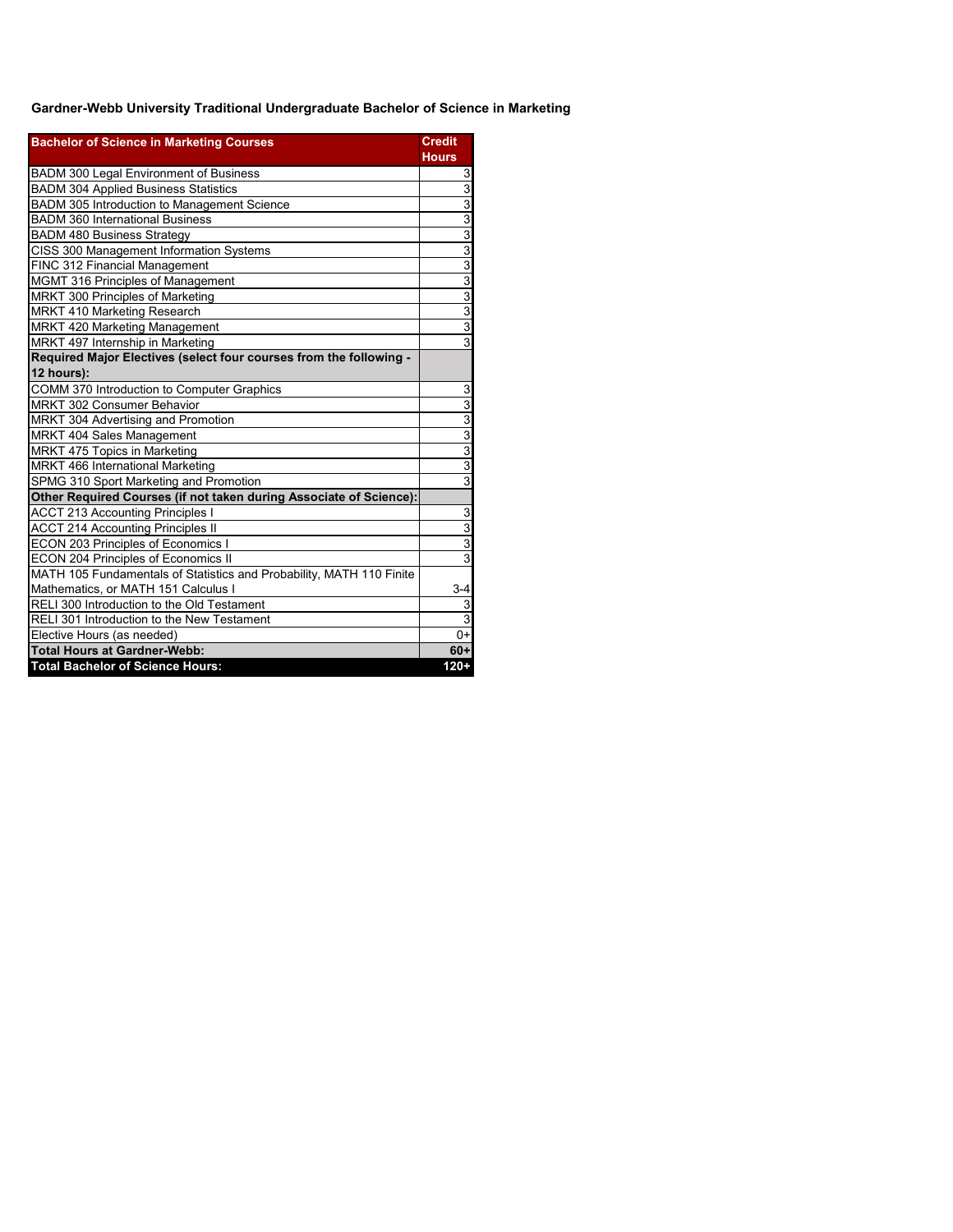**Gardner-Webb University Traditional Undergraduate Bachelor of Science in Marketing**

| Bachelor of Science in Marketing Courses | Credit Hours |
|---|---|
| BADM 300 Legal Environment of Business | 3 |
| BADM 304 Applied Business Statistics | 3 |
| BADM 305 Introduction to Management Science | 3 |
| BADM 360 International Business | 3 |
| BADM 480 Business Strategy | 3 |
| CISS 300 Management Information Systems | 3 |
| FINC 312 Financial Management | 3 |
| MGMT 316 Principles of Management | 3 |
| MRKT 300 Principles of Marketing | 3 |
| MRKT 410 Marketing Research | 3 |
| MRKT 420 Marketing Management | 3 |
| MRKT 497 Internship in Marketing | 3 |
| **Required Major Electives (select four courses from the following - 12 hours):** | |
| COMM 370 Introduction to Computer Graphics | 3 |
| MRKT 302 Consumer Behavior | 3 |
| MRKT 304 Advertising and Promotion | 3 |
| MRKT 404 Sales Management | 3 |
| MRKT 475 Topics in Marketing | 3 |
| MRKT 466 International Marketing | 3 |
| SPMG 310 Sport Marketing and Promotion | 3 |
| **Other Required Courses (if not taken during Associate of Science):** | |
| ACCT 213 Accounting Principles I | 3 |
| ACCT 214 Accounting Principles II | 3 |
| ECON 203 Principles of Economics I | 3 |
| ECON 204 Principles of Economics II | 3 |
| MATH 105 Fundamentals of Statistics and Probability, MATH 110 Finite Mathematics, or MATH 151 Calculus I | 3-4 |
| RELI 300 Introduction to the Old Testament | 3 |
| RELI 301 Introduction to the New Testament | 3 |
| Elective Hours (as needed) | 0+ |
| **Total Hours at Gardner-Webb:** | **60+** |
| **Total Bachelor of Science Hours:** | **120+** |